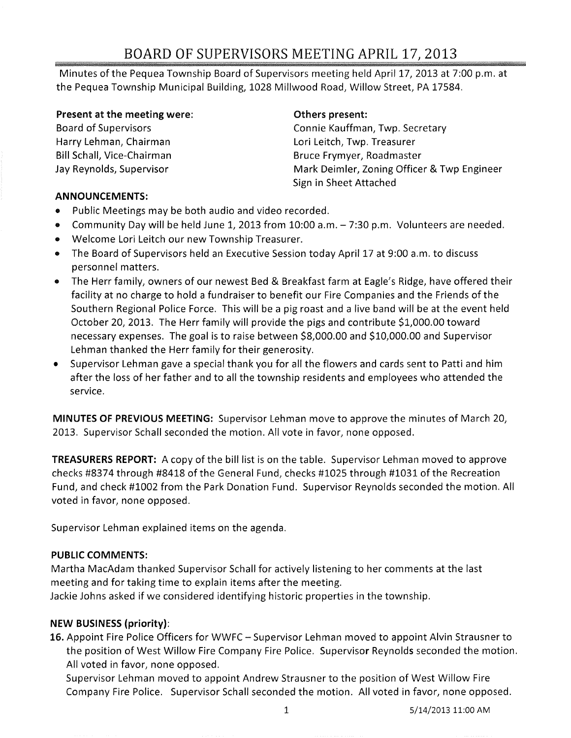# BOARD OF SUPERVISORS MEETING APRIL 17, 2013

Minutes of the Pequea Township Board of Supervisors meeting held April 17, 2013 at 7:00 p.m. at the Pequea Township Municipal Building, 1028 Millwood Road, Willow Street, PA 17584.

**Present at the meeting were:**
Board of Supervisors
Harry Lehman, Chairman
Bill Schall, Vice-Chairman
Jay Reynolds, Supervisor

**Others present:**
Connie Kauffman, Twp. Secretary
Lori Leitch, Twp. Treasurer
Bruce Frymyer, Roadmaster
Mark Deimler, Zoning Officer & Twp Engineer
Sign in Sheet Attached

**ANNOUNCEMENTS:**

- Public Meetings may be both audio and video recorded.
- Community Day will be held June 1, 2013 from 10:00 a.m. – 7:30 p.m. Volunteers are needed.
- Welcome Lori Leitch our new Township Treasurer.
- The Board of Supervisors held an Executive Session today April 17 at 9:00 a.m. to discuss personnel matters.
- The Herr family, owners of our newest Bed & Breakfast farm at Eagle's Ridge, have offered their facility at no charge to hold a fundraiser to benefit our Fire Companies and the Friends of the Southern Regional Police Force. This will be a pig roast and a live band will be at the event held October 20, 2013. The Herr family will provide the pigs and contribute $1,000.00 toward necessary expenses. The goal is to raise between $8,000.00 and $10,000.00 and Supervisor Lehman thanked the Herr family for their generosity.
- Supervisor Lehman gave a special thank you for all the flowers and cards sent to Patti and him after the loss of her father and to all the township residents and employees who attended the service.

**MINUTES OF PREVIOUS MEETING:** Supervisor Lehman move to approve the minutes of March 20, 2013. Supervisor Schall seconded the motion. All vote in favor, none opposed.

**TREASURERS REPORT:** A copy of the bill list is on the table. Supervisor Lehman moved to approve checks #8374 through #8418 of the General Fund, checks #1025 through #1031 of the Recreation Fund, and check #1002 from the Park Donation Fund. Supervisor Reynolds seconded the motion. All voted in favor, none opposed.

Supervisor Lehman explained items on the agenda.

**PUBLIC COMMENTS:**
Martha MacAdam thanked Supervisor Schall for actively listening to her comments at the last meeting and for taking time to explain items after the meeting.
Jackie Johns asked if we considered identifying historic properties in the township.

**NEW BUSINESS (priority):**

**16.** Appoint Fire Police Officers for WWFC – Supervisor Lehman moved to appoint Alvin Strausner to the position of West Willow Fire Company Fire Police. Supervisor Reynolds seconded the motion. All voted in favor, none opposed.
Supervisor Lehman moved to appoint Andrew Strausner to the position of West Willow Fire Company Fire Police. Supervisor Schall seconded the motion. All voted in favor, none opposed.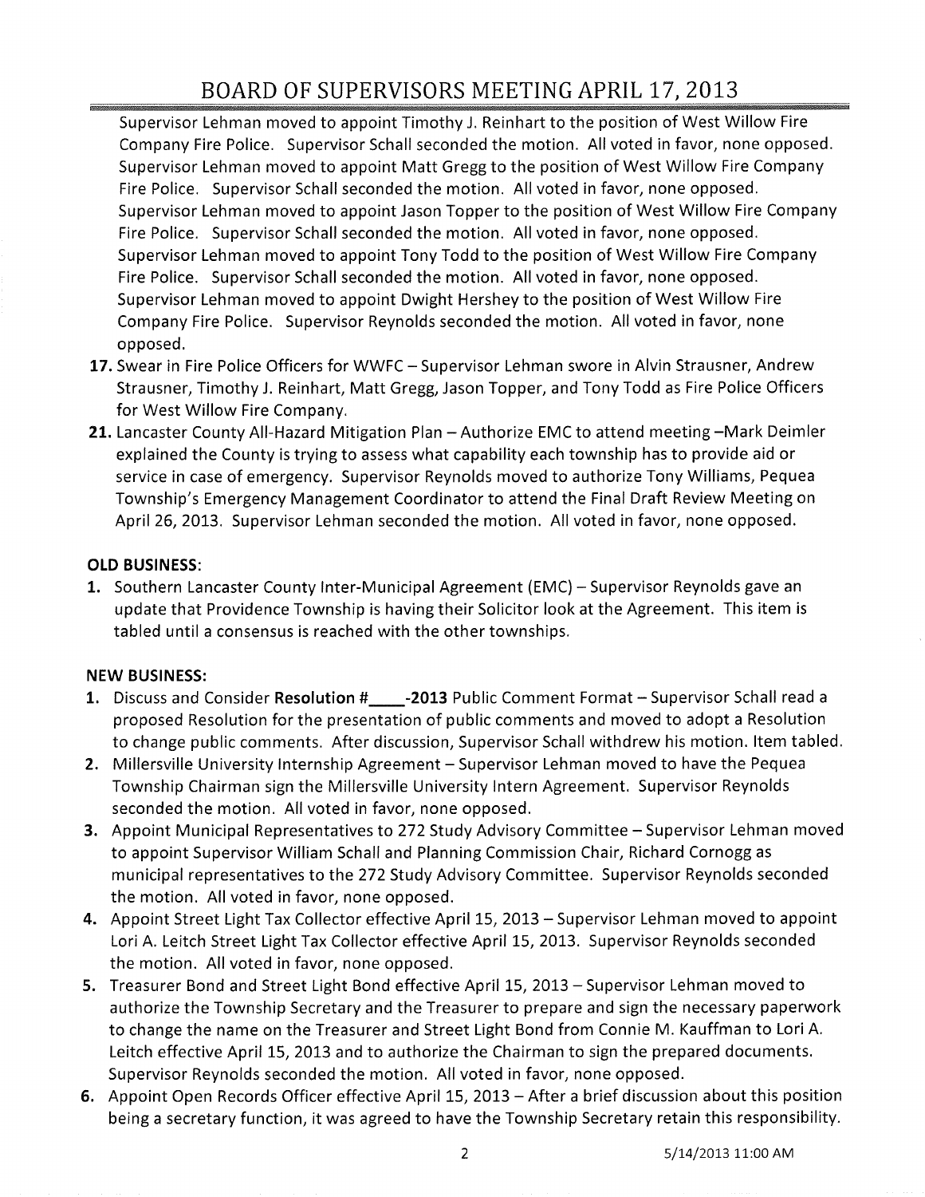Supervisor Lehman moved to appoint Timothy J. Reinhart to the position of West Willow Fire Company Fire Police. Supervisor Schall seconded the motion. All voted in favor, none opposed. Supervisor Lehman moved to appoint Matt Gregg to the position of West Willow Fire Company Fire Police. Supervisor Schall seconded the motion. All voted in favor, none opposed. Supervisor Lehman moved to appoint Jason Topper to the position of West Willow Fire Company Fire Police. Supervisor Schall seconded the motion. All voted in favor, none opposed. Supervisor Lehman moved to appoint Tony Todd to the position of West Willow Fire Company Fire Police. Supervisor Schall seconded the motion. All voted in favor, none opposed. Supervisor Lehman moved to appoint Dwight Hershey to the position of West Willow Fire Company Fire Police. Supervisor Reynolds seconded the motion. All voted in favor, none opposed.

17. Swear in Fire Police Officers for WWFC – Supervisor Lehman swore in Alvin Strausner, Andrew Strausner, Timothy J. Reinhart, Matt Gregg, Jason Topper, and Tony Todd as Fire Police Officers for West Willow Fire Company.
21. Lancaster County All-Hazard Mitigation Plan – Authorize EMC to attend meeting –Mark Deimler explained the County is trying to assess what capability each township has to provide aid or service in case of emergency. Supervisor Reynolds moved to authorize Tony Williams, Pequea Township's Emergency Management Coordinator to attend the Final Draft Review Meeting on April 26, 2013. Supervisor Lehman seconded the motion. All voted in favor, none opposed.

**OLD BUSINESS:**

1. Southern Lancaster County Inter-Municipal Agreement (EMC) – Supervisor Reynolds gave an update that Providence Township is having their Solicitor look at the Agreement. This item is tabled until a consensus is reached with the other townships.

**NEW BUSINESS:**

1. Discuss and Consider **Resolution #____-2013** Public Comment Format – Supervisor Schall read a proposed Resolution for the presentation of public comments and moved to adopt a Resolution to change public comments. After discussion, Supervisor Schall withdrew his motion. Item tabled.
2. Millersville University Internship Agreement – Supervisor Lehman moved to have the Pequea Township Chairman sign the Millersville University Intern Agreement. Supervisor Reynolds seconded the motion. All voted in favor, none opposed.
3. Appoint Municipal Representatives to 272 Study Advisory Committee – Supervisor Lehman moved to appoint Supervisor William Schall and Planning Commission Chair, Richard Cornogg as municipal representatives to the 272 Study Advisory Committee. Supervisor Reynolds seconded the motion. All voted in favor, none opposed.
4. Appoint Street Light Tax Collector effective April 15, 2013 – Supervisor Lehman moved to appoint Lori A. Leitch Street Light Tax Collector effective April 15, 2013. Supervisor Reynolds seconded the motion. All voted in favor, none opposed.
5. Treasurer Bond and Street Light Bond effective April 15, 2013 – Supervisor Lehman moved to authorize the Township Secretary and the Treasurer to prepare and sign the necessary paperwork to change the name on the Treasurer and Street Light Bond from Connie M. Kauffman to Lori A. Leitch effective April 15, 2013 and to authorize the Chairman to sign the prepared documents. Supervisor Reynolds seconded the motion. All voted in favor, none opposed.
6. Appoint Open Records Officer effective April 15, 2013 – After a brief discussion about this position being a secretary function, it was agreed to have the Township Secretary retain this responsibility.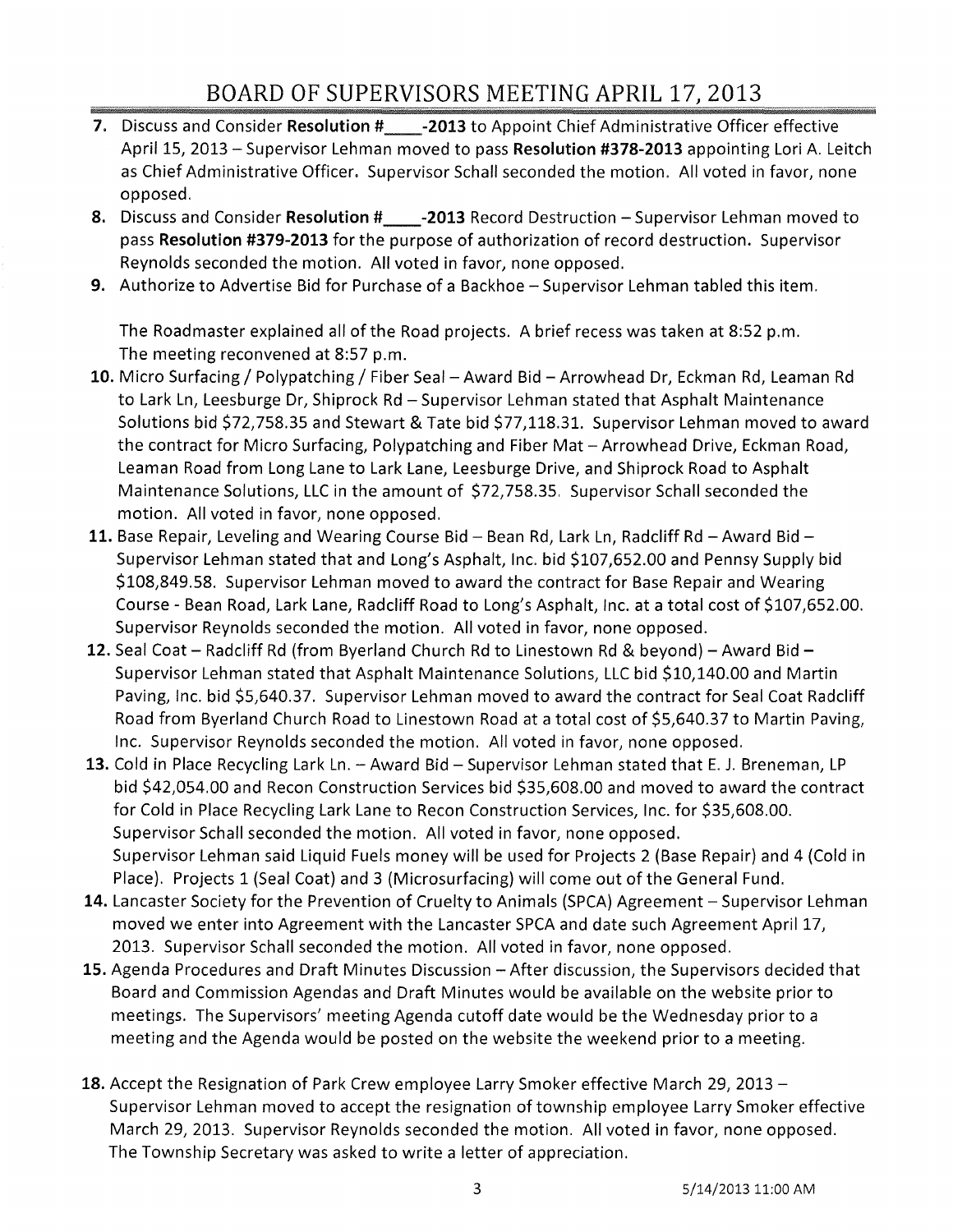# BOARD OF SUPERVISORS MEETING APRIL 17, 2013

7. Discuss and Consider **Resolution #____-2013** to Appoint Chief Administrative Officer effective April 15, 2013 – Supervisor Lehman moved to pass **Resolution #378-2013** appointing Lori A. Leitch as Chief Administrative Officer. Supervisor Schall seconded the motion. All voted in favor, none opposed.
8. Discuss and Consider **Resolution #____-2013** Record Destruction – Supervisor Lehman moved to pass **Resolution #379-2013** for the purpose of authorization of record destruction. Supervisor Reynolds seconded the motion. All voted in favor, none opposed.
9. Authorize to Advertise Bid for Purchase of a Backhoe – Supervisor Lehman tabled this item.

   The Roadmaster explained all of the Road projects. A brief recess was taken at 8:52 p.m. The meeting reconvened at 8:57 p.m.

10. Micro Surfacing / Polypatching / Fiber Seal – Award Bid – Arrowhead Dr, Eckman Rd, Leaman Rd to Lark Ln, Leesburge Dr, Shiprock Rd – Supervisor Lehman stated that Asphalt Maintenance Solutions bid $72,758.35 and Stewart & Tate bid $77,118.31. Supervisor Lehman moved to award the contract for Micro Surfacing, Polypatching and Fiber Mat – Arrowhead Drive, Eckman Road, Leaman Road from Long Lane to Lark Lane, Leesburge Drive, and Shiprock Road to Asphalt Maintenance Solutions, LLC in the amount of $72,758.35. Supervisor Schall seconded the motion. All voted in favor, none opposed.
11. Base Repair, Leveling and Wearing Course Bid – Bean Rd, Lark Ln, Radcliff Rd – Award Bid – Supervisor Lehman stated that and Long's Asphalt, Inc. bid $107,652.00 and Pennsy Supply bid $108,849.58. Supervisor Lehman moved to award the contract for Base Repair and Wearing Course - Bean Road, Lark Lane, Radcliff Road to Long's Asphalt, Inc. at a total cost of $107,652.00. Supervisor Reynolds seconded the motion. All voted in favor, none opposed.
12. Seal Coat – Radcliff Rd (from Byerland Church Rd to Linestown Rd & beyond) – Award Bid – Supervisor Lehman stated that Asphalt Maintenance Solutions, LLC bid $10,140.00 and Martin Paving, Inc. bid $5,640.37. Supervisor Lehman moved to award the contract for Seal Coat Radcliff Road from Byerland Church Road to Linestown Road at a total cost of $5,640.37 to Martin Paving, Inc. Supervisor Reynolds seconded the motion. All voted in favor, none opposed.
13. Cold in Place Recycling Lark Ln. – Award Bid – Supervisor Lehman stated that E. J. Breneman, LP bid $42,054.00 and Recon Construction Services bid $35,608.00 and moved to award the contract for Cold in Place Recycling Lark Lane to Recon Construction Services, Inc. for $35,608.00. Supervisor Schall seconded the motion. All voted in favor, none opposed.
    Supervisor Lehman said Liquid Fuels money will be used for Projects 2 (Base Repair) and 4 (Cold in Place). Projects 1 (Seal Coat) and 3 (Microsurfacing) will come out of the General Fund.
14. Lancaster Society for the Prevention of Cruelty to Animals (SPCA) Agreement – Supervisor Lehman moved we enter into Agreement with the Lancaster SPCA and date such Agreement April 17, 2013. Supervisor Schall seconded the motion. All voted in favor, none opposed.
15. Agenda Procedures and Draft Minutes Discussion – After discussion, the Supervisors decided that Board and Commission Agendas and Draft Minutes would be available on the website prior to meetings. The Supervisors' meeting Agenda cutoff date would be the Wednesday prior to a meeting and the Agenda would be posted on the website the weekend prior to a meeting.

18. Accept the Resignation of Park Crew employee Larry Smoker effective March 29, 2013 – Supervisor Lehman moved to accept the resignation of township employee Larry Smoker effective March 29, 2013. Supervisor Reynolds seconded the motion. All voted in favor, none opposed. The Township Secretary was asked to write a letter of appreciation.

5/14/2013 11:00 AM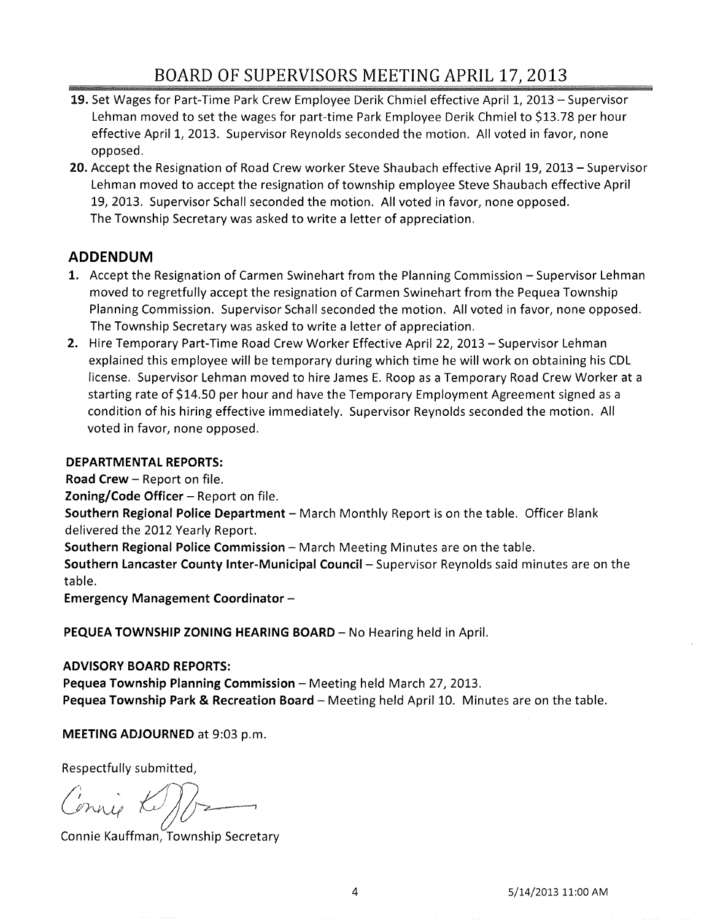19. Set Wages for Part-Time Park Crew Employee Derik Chmiel effective April 1, 2013 – Supervisor Lehman moved to set the wages for part-time Park Employee Derik Chmiel to $13.78 per hour effective April 1, 2013. Supervisor Reynolds seconded the motion. All voted in favor, none opposed.
20. Accept the Resignation of Road Crew worker Steve Shaubach effective April 19, 2013 – Supervisor Lehman moved to accept the resignation of township employee Steve Shaubach effective April 19, 2013. Supervisor Schall seconded the motion. All voted in favor, none opposed. The Township Secretary was asked to write a letter of appreciation.

## ADDENDUM

1. Accept the Resignation of Carmen Swinehart from the Planning Commission – Supervisor Lehman moved to regretfully accept the resignation of Carmen Swinehart from the Pequea Township Planning Commission. Supervisor Schall seconded the motion. All voted in favor, none opposed. The Township Secretary was asked to write a letter of appreciation.
2. Hire Temporary Part-Time Road Crew Worker Effective April 22, 2013 – Supervisor Lehman explained this employee will be temporary during which time he will work on obtaining his CDL license. Supervisor Lehman moved to hire James E. Roop as a Temporary Road Crew Worker at a starting rate of $14.50 per hour and have the Temporary Employment Agreement signed as a condition of his hiring effective immediately. Supervisor Reynolds seconded the motion. All voted in favor, none opposed.

**DEPARTMENTAL REPORTS:**

**Road Crew** – Report on file.

**Zoning/Code Officer** – Report on file.

**Southern Regional Police Department** – March Monthly Report is on the table. Officer Blank delivered the 2012 Yearly Report.

**Southern Regional Police Commission** – March Meeting Minutes are on the table.

**Southern Lancaster County Inter-Municipal Council** – Supervisor Reynolds said minutes are on the table.

**Emergency Management Coordinator** –

**PEQUEA TOWNSHIP ZONING HEARING BOARD** – No Hearing held in April.

**ADVISORY BOARD REPORTS:**

**Pequea Township Planning Commission** – Meeting held March 27, 2013.

**Pequea Township Park & Recreation Board** – Meeting held April 10. Minutes are on the table.

**MEETING ADJOURNED** at 9:03 p.m.

Respectfully submitted,

Connie Kauffman, Township Secretary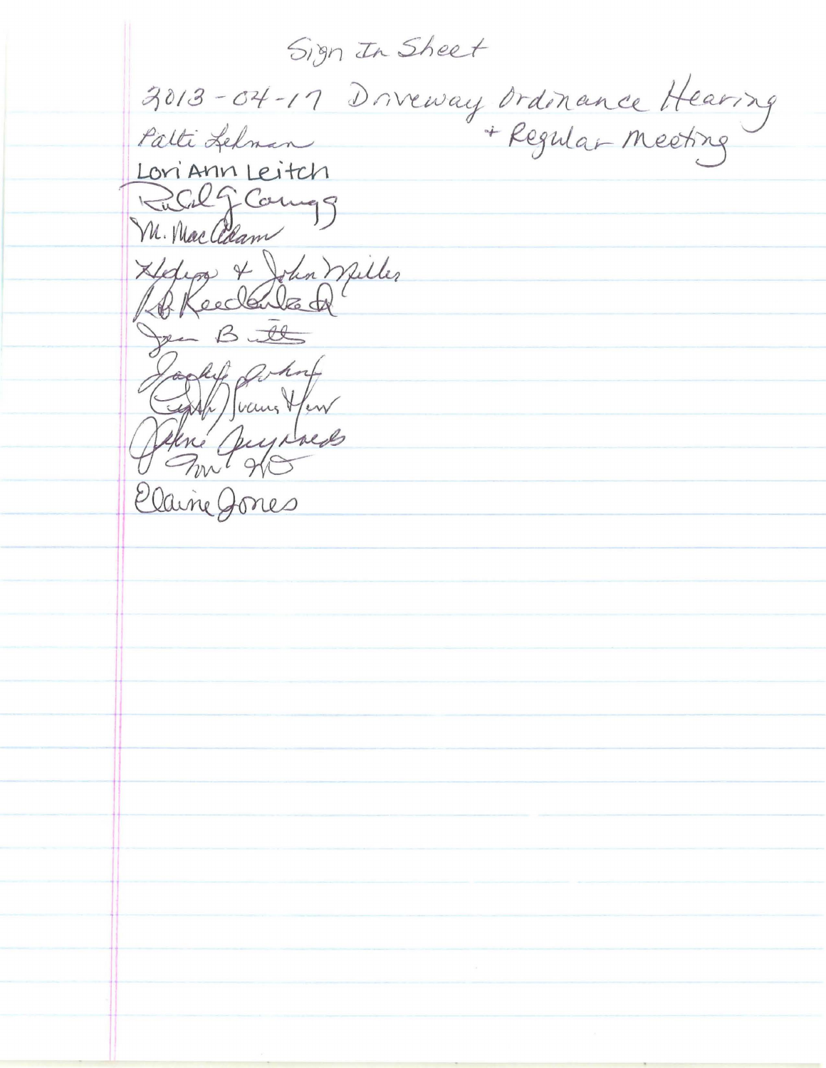Sign In Sheet

2013-04-17 Driveway Ordinance Hearing
+ Regular Meeting

Patti Lehman
Lori Ann Leitch
Richard G. Camuss
M. MacAdam
Helga & John Miller
R Reedenbach
Jean Butts
Jackie Johns
Cindy Evans Herr
Jane Guyader
Tom Ho
Elaine Jones